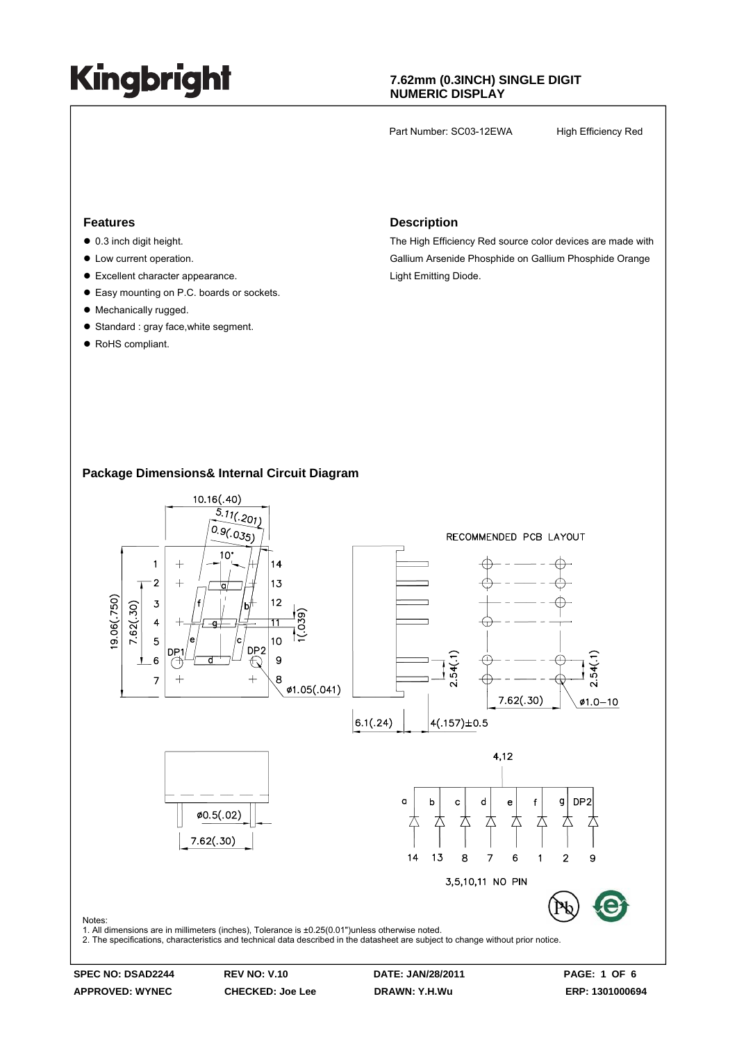# Kingbright

**7.62mm (0.3INCH) SINGLE DIGIT NUMERIC DISPLAY**

Part Number: SC03-12EWA    High Efficiency Red

## Features

- 0.3 inch digit height.
- Low current operation.
- Excellent character appearance.
- Easy mounting on P.C. boards or sockets.
- Mechanically rugged.
- Standard : gray face,white segment.
- RoHS compliant.

## Description

The High Efficiency Red source color devices are made with Gallium Arsenide Phosphide on Gallium Phosphide Orange Light Emitting Diode.

## Package Dimensions& Internal Circuit Diagram

10.16(.40)
5.11(.201)
0.9(.035)
10°
19.06(.750)
7.62(.30)
1(.039)
ø1.05(.041)
RECOMMENDED PCB LAYOUT
2.54(.1)
2.54(.1)
7.62(.30)
ø1.0-10
6.1(.24)
4(.157)±0.5
ø0.5(.02)
7.62(.30)

4,12

| a | b | c | d | e | f | g | DP2 |
|---|---|---|---|---|---|---|---|
| 14 | 13 | 8 | 7 | 6 | 1 | 2 | 9 |

3,5,10,11 NO PIN

Notes:
1. All dimensions are in millimeters (inches), Tolerance is ±0.25(0.01")unless otherwise noted.
2. The specifications, characteristics and technical data described in the datasheet are subject to change without prior notice.

| SPEC NO: DSAD2244 | REV NO: V.10 | DATE: JAN/28/2011 | |
|---|---|---|---|
| APPROVED: WYNEC | CHECKED: Joe Lee | DRAWN: Y.H.Wu | ERP: 1301000694 |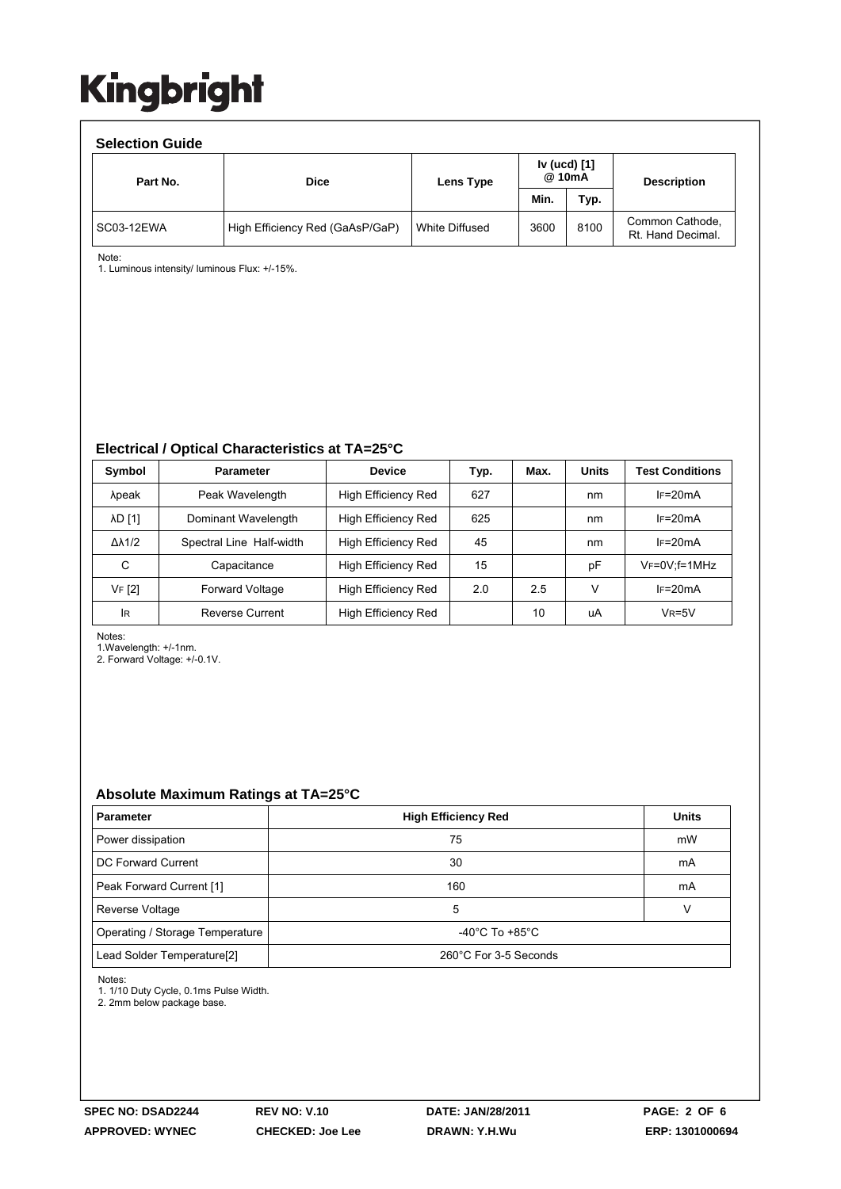# Kingbright

## Selection Guide

| Part No. | Dice | Lens Type | Iv (ucd) [1] @ 10mA | | Description |
|---|---|---|---|---|---|
| | | | Min. | Typ. | |
| SC03-12EWA | High Efficiency Red (GaAsP/GaP) | White Diffused | 3600 | 8100 | Common Cathode, Rt. Hand Decimal. |

Note:
1. Luminous intensity/ luminous Flux: +/-15%.

## Electrical / Optical Characteristics at TA=25°C

| Symbol | Parameter | Device | Typ. | Max. | Units | Test Conditions |
|---|---|---|---|---|---|---|
| $\lambda$peak | Peak Wavelength | High Efficiency Red | 627 | | nm | $I_F$=20mA |
| $\lambda$D [1] | Dominant Wavelength | High Efficiency Red | 625 | | nm | $I_F$=20mA |
| $\Delta\lambda$1/2 | Spectral Line Half-width | High Efficiency Red | 45 | | nm | $I_F$=20mA |
| C | Capacitance | High Efficiency Red | 15 | | pF | $V_F$=0V;f=1MHz |
| $V_F$ [2] | Forward Voltage | High Efficiency Red | 2.0 | 2.5 | V | $I_F$=20mA |
| $I_R$ | Reverse Current | High Efficiency Red | | 10 | uA | $V_R$=5V |

Notes:
1.Wavelength: +/-1nm.
2. Forward Voltage: +/-0.1V.

## Absolute Maximum Ratings at TA=25°C

| Parameter | High Efficiency Red | Units |
|---|---|---|
| Power dissipation | 75 | mW |
| DC Forward Current | 30 | mA |
| Peak Forward Current [1] | 160 | mA |
| Reverse Voltage | 5 | V |
| Operating / Storage Temperature | -40°C To +85°C | |
| Lead Solder Temperature[2] | 260°C For 3-5 Seconds | |

Notes:
1. 1/10 Duty Cycle, 0.1ms Pulse Width.
2. 2mm below package base.

**SPEC NO: DSAD2244** **REV NO: V.10** **DATE: JAN/28/2011**
**APPROVED: WYNEC** **CHECKED: Joe Lee** **DRAWN: Y.H.Wu** **ERP: 1301000694**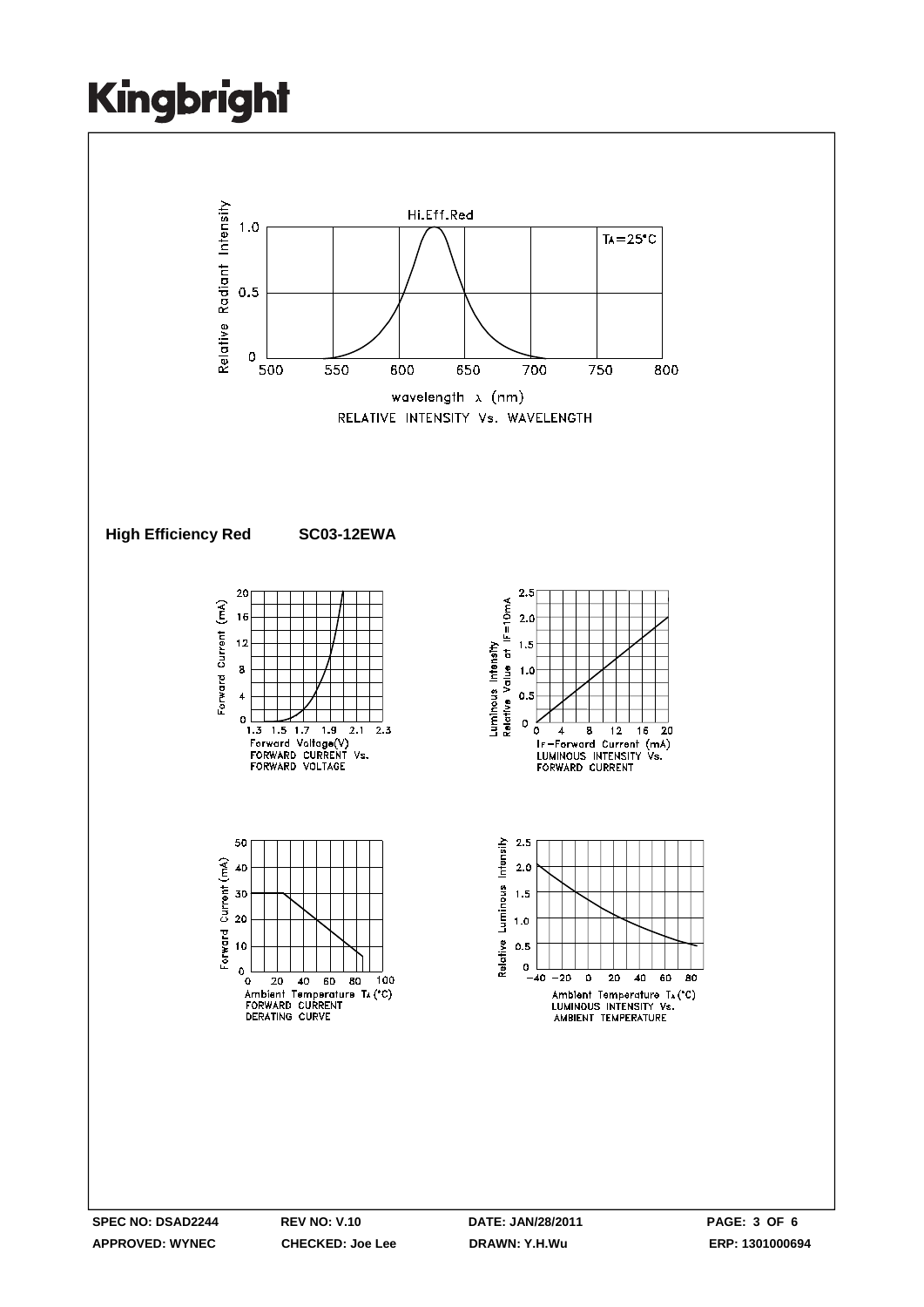Hi.Eff.Red

$T_A=25°C$

Relative Radiant Intensity

wavelength λ (nm)

RELATIVE INTENSITY Vs. WAVELENGTH

**High Efficiency Red SC03-12EWA**

Forward Current (mA)

Forward Voltage(V)
FORWARD CURRENT Vs.
FORWARD VOLTAGE

Luminous Intensity
Relative Value at IF=10mA

IF-Forward Current (mA)
LUMINOUS INTENSITY Vs.
FORWARD CURRENT

Forward Current (mA)

Ambient Temperature $T_A$ (°C)
FORWARD CURRENT
DERATING CURVE

Relative Luminous Intensity

Ambient Temperature $T_A$ (°C)
LUMINOUS INTENSITY Vs.
AMBIENT TEMPERATURE

| SPEC NO: DSAD2244 | REV NO: V.10 | DATE: JAN/28/2011 | |
|---|---|---|---|
| APPROVED: WYNEC | CHECKED: Joe Lee | DRAWN: Y.H.Wu | ERP: 1301000694 |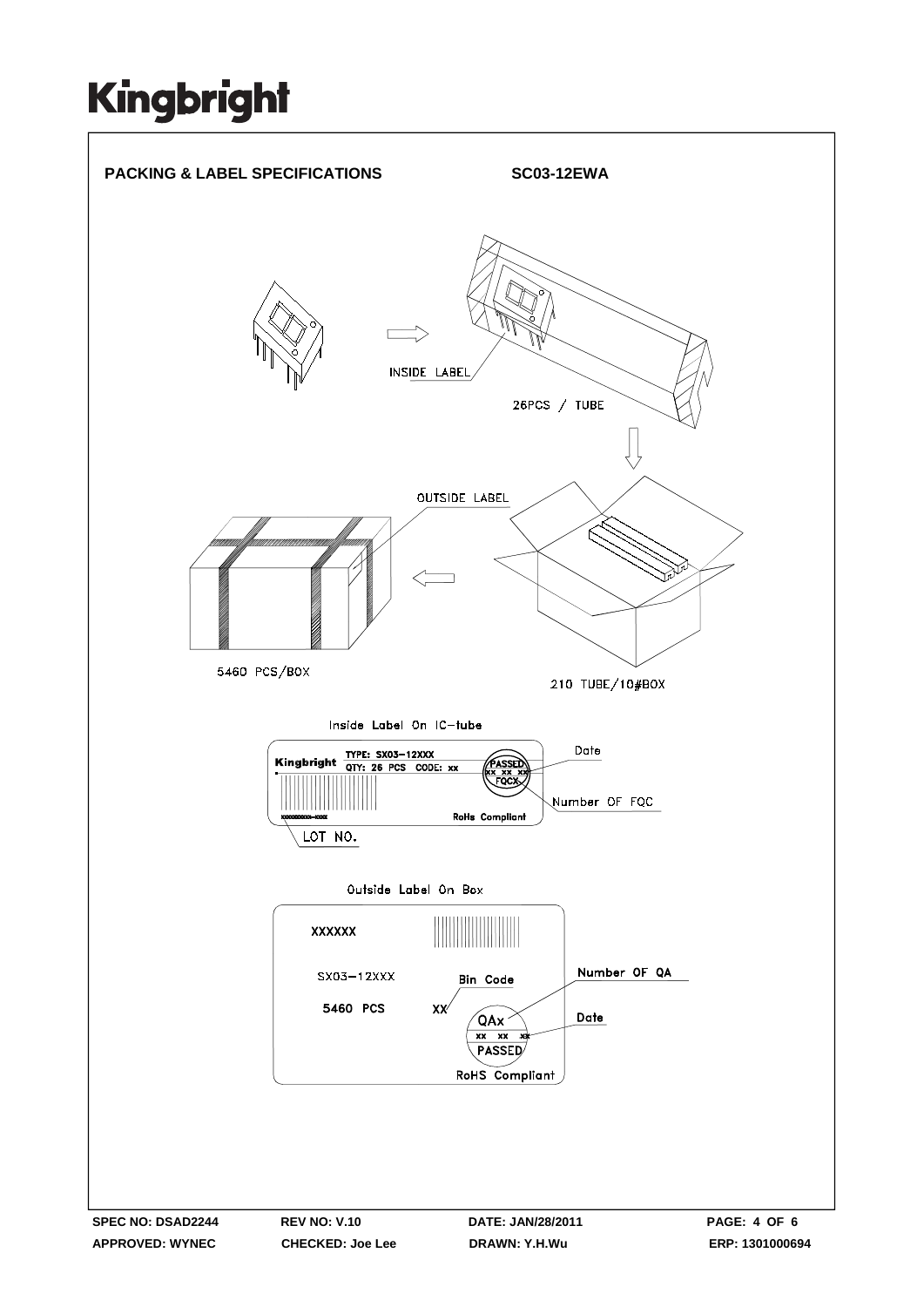# Kingbright

## PACKING & LABEL SPECIFICATIONS

**SC03-12EWA**

INSIDE LABEL

26PCS / TUBE

OUTSIDE LABEL

5460 PCS/BOX

210 TUBE/10#BOX

Inside Label On IC-tube

Kingbright TYPE: SX03-12XXX
QTY: 26 PCS CODE: xx

PASSED
xx xx xx
FQCX

Date

Number OF FQC

RoHs Compliant

LOT NO.

Outside Label On Box

XXXXXX

SX03-12XXX

5460 PCS

Bin Code

XX

Number OF QA

QAx
xx xx xx
PASSED

Date

RoHS Compliant

SPEC NO: DSAD2244 | REV NO: V.10 | DATE: JAN/28/2011
APPROVED: WYNEC | CHECKED: Joe Lee | DRAWN: Y.H.Wu | ERP: 1301000694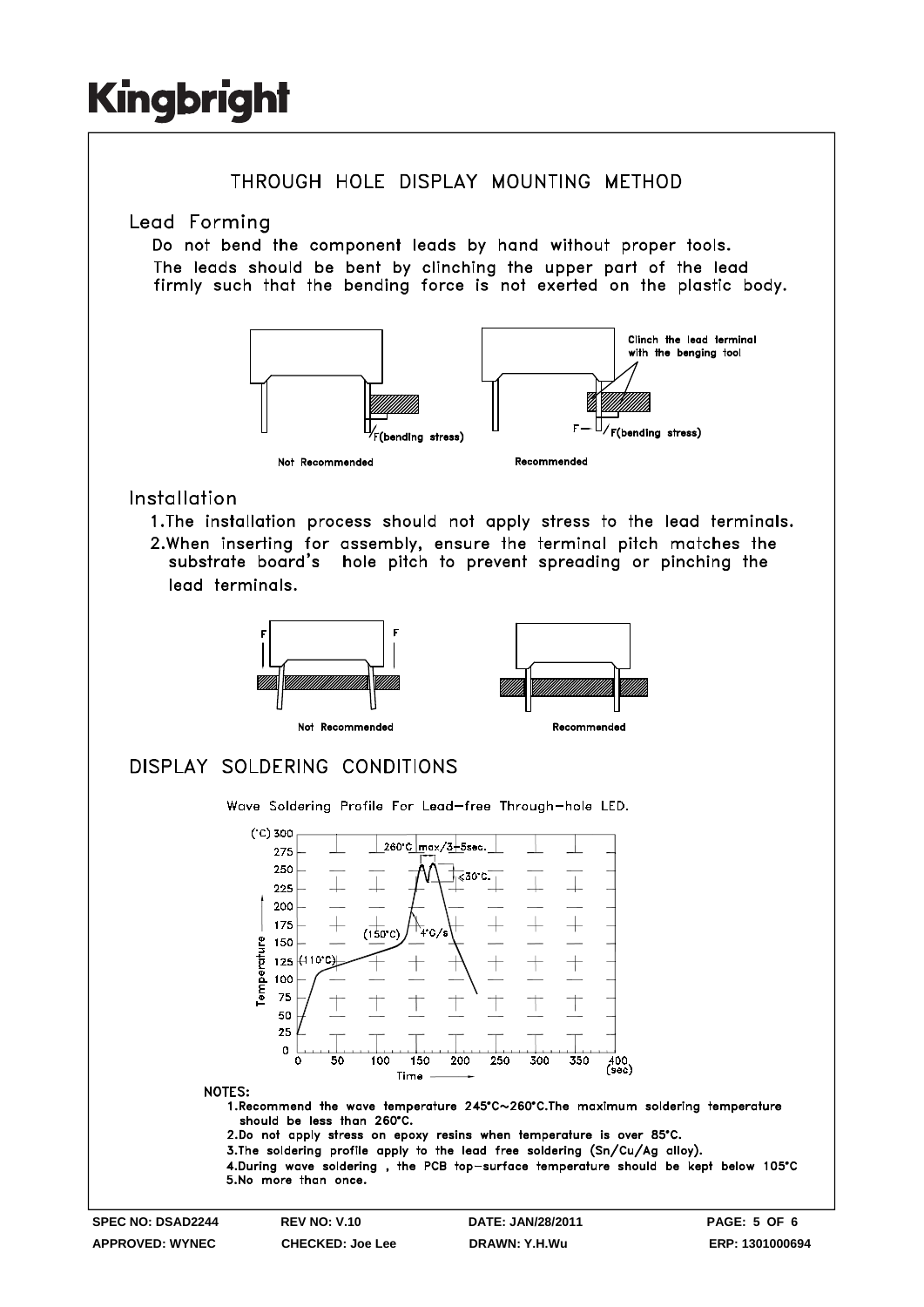# THROUGH HOLE DISPLAY MOUNTING METHOD

## Lead Forming

Do not bend the component leads by hand without proper tools.
The leads should be bent by clinching the upper part of the lead firmly such that the bending force is not exerted on the plastic body.

F(bending stress)

Not Recommended

Clinch the lead terminal with the benging tool

F— F(bending stress)

Recommended

## Installation

1. The installation process should not apply stress to the lead terminals.
2. When inserting for assembly, ensure the terminal pitch matches the substrate board's hole pitch to prevent spreading or pinching the lead terminals.

Not Recommended

Recommended

# DISPLAY SOLDERING CONDITIONS

Wave Soldering Profile For Lead-free Through-hole LED.

(°C) Temperature vs. Time (sec): 260°C max/3~5sec., <30°C., (150°C), 4°C/s, (110°C)

NOTES:

1. Recommend the wave temperature 245°C~260°C. The maximum soldering temperature should be less than 260°C.
2. Do not apply stress on epoxy resins when temperature is over 85°C.
3. The soldering profile apply to the lead free soldering (Sn/Cu/Ag alloy).
4. During wave soldering , the PCB top-surface temperature should be kept below 105°C
5. No more than once.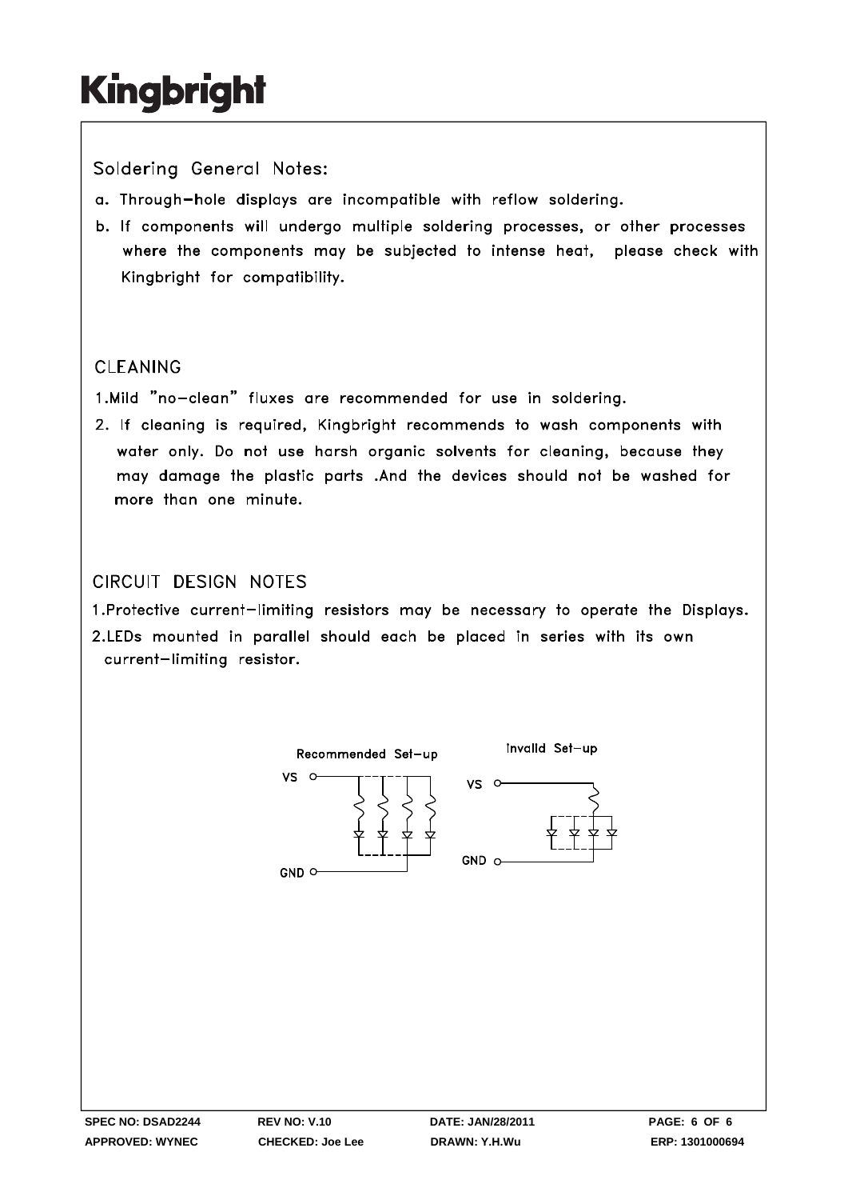Kingbright

## Soldering General Notes:

a. Through-hole displays are incompatible with reflow soldering.

b. If components will undergo multiple soldering processes, or other processes where the components may be subjected to intense heat, please check with Kingbright for compatibility.

## CLEANING

1. Mild "no-clean" fluxes are recommended for use in soldering.
2. If cleaning is required, Kingbright recommends to wash components with water only. Do not use harsh organic solvents for cleaning, because they may damage the plastic parts .And the devices should not be washed for more than one minute.

## CIRCUIT DESIGN NOTES

1. Protective current-limiting resistors may be necessary to operate the Displays.
2. LEDs mounted in parallel should each be placed in series with its own current-limiting resistor.

Recommended Set-up

VS

GND

Invalid Set-up

VS

GND

SPEC NO: DSAD2244 REV NO: V.10 DATE: JAN/28/2011
APPROVED: WYNEC CHECKED: Joe Lee DRAWN: Y.H.Wu ERP: 1301000694